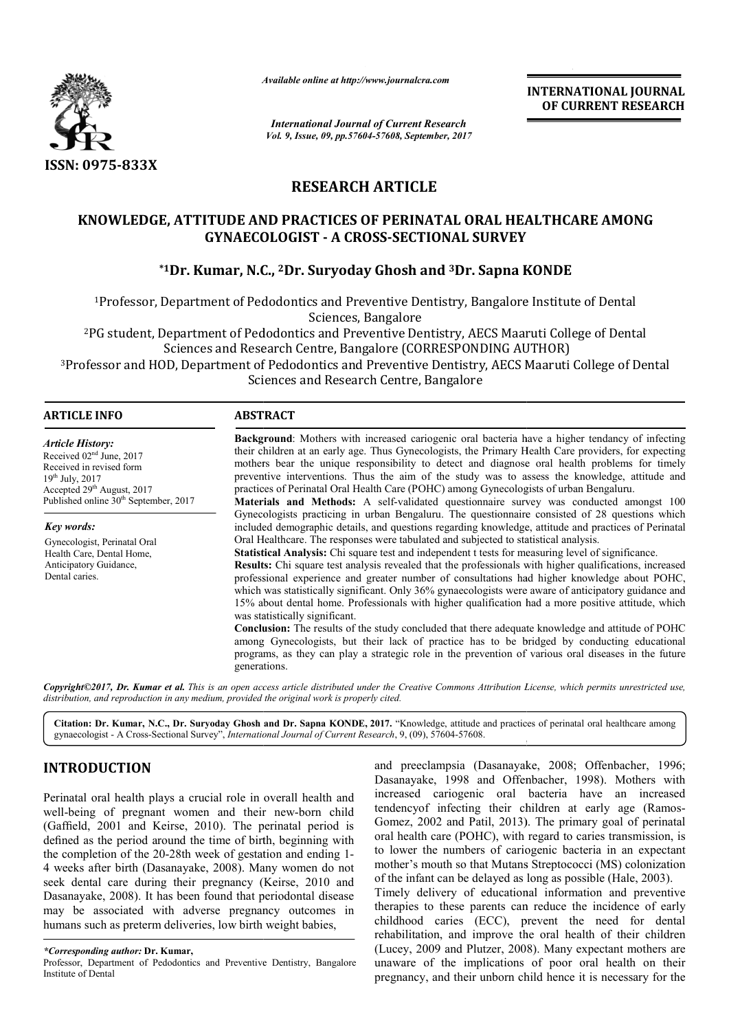*Available online at http://www.journalcra.com*

*International Journal of Current Research*
*Vol. 9, Issue, 09, pp.57604-57608, September, 2017*

**INTERNATIONAL JOURNAL OF CURRENT RESEARCH**

**ISSN: 0975-833X**

## RESEARCH ARTICLE

# KNOWLEDGE, ATTITUDE AND PRACTICES OF PERINATAL ORAL HEALTHCARE AMONG GYNAECOLOGIST - A CROSS-SECTIONAL SURVEY

**\*[1]Dr. Kumar, N.C., [2]Dr. Suryoday Ghosh and [3]Dr. Sapna KONDE**

[1]Professor, Department of Pedodontics and Preventive Dentistry, Bangalore Institute of Dental Sciences, Bangalore

[2]PG student, Department of Pedodontics and Preventive Dentistry, AECS Maaruti College of Dental Sciences and Research Centre, Bangalore (CORRESPONDING AUTHOR)

[3]Professor and HOD, Department of Pedodontics and Preventive Dentistry, AECS Maaruti College of Dental Sciences and Research Centre, Bangalore

### ARTICLE INFO

*Article History:*

Received 02[nd] June, 2017
Received in revised form 19[th] July, 2017
Accepted 29[th] August, 2017
Published online 30[th] September, 2017

*Key words:*

Gynecologist, Perinatal Oral Health Care, Dental Home, Anticipatory Guidance, Dental caries.

### ABSTRACT

**Background**: Mothers with increased cariogenic oral bacteria have a higher tendancy of infecting their children at an early age. Thus Gynecologists, the Primary Health Care providers, for expecting mothers bear the unique responsibility to detect and diagnose oral health problems for timely preventive interventions. Thus the aim of the study was to assess the knowledge, attitude and practices of Perinatal Oral Health Care (POHC) among Gynecologists of urban Bengaluru.

**Materials and Methods:** A self-validated questionnaire survey was conducted amongst 100 Gynecologists practicing in urban Bengaluru. The questionnaire consisted of 28 questions which included demographic details, and questions regarding knowledge, attitude and practices of Perinatal Oral Healthcare. The responses were tabulated and subjected to statistical analysis.

**Statistical Analysis:** Chi square test and independent t tests for measuring level of significance.

**Results:** Chi square test analysis revealed that the professionals with higher qualifications, increased professional experience and greater number of consultations had higher knowledge about POHC, which was statistically significant. Only 36% gynaecologists were aware of anticipatory guidance and 15% about dental home. Professionals with higher qualification had a more positive attitude, which was statistically significant.

**Conclusion:** The results of the study concluded that there adequate knowledge and attitude of POHC among Gynecologists, but their lack of practice has to be bridged by conducting educational programs, as they can play a strategic role in the prevention of various oral diseases in the future generations.

***Copyright©2017, Dr. Kumar et al.*** *This is an open access article distributed under the Creative Commons Attribution License, which permits unrestricted use, distribution, and reproduction in any medium, provided the original work is properly cited.*

**Citation: Dr. Kumar, N.C., Dr. Suryoday Ghosh and Dr. Sapna KONDE, 2017.** "Knowledge, attitude and practices of perinatal oral healthcare among gynaecologist - A Cross-Sectional Survey", *International Journal of Current Research*, 9, (09), 57604-57608.

## INTRODUCTION

Perinatal oral health plays a crucial role in overall health and well-being of pregnant women and their new-born child (Gaffield, 2001 and Keirse, 2010). The perinatal period is defined as the period around the time of birth, beginning with the completion of the 20-28th week of gestation and ending 1-4 weeks after birth (Dasanayake, 2008). Many women do not seek dental care during their pregnancy (Keirse, 2010 and Dasanayake, 2008). It has been found that periodontal disease may be associated with adverse pregnancy outcomes in humans such as preterm deliveries, low birth weight babies, and preeclampsia (Dasanayake, 2008; Offenbacher, 1996; Dasanayake, 1998 and Offenbacher, 1998). Mothers with increased cariogenic oral bacteria have an increased tendencyof infecting their children at early age (Ramos-Gomez, 2002 and Patil, 2013). The primary goal of perinatal oral health care (POHC), with regard to caries transmission, is to lower the numbers of cariogenic bacteria in an expectant mother's mouth so that Mutans Streptococci (MS) colonization of the infant can be delayed as long as possible (Hale, 2003).

Timely delivery of educational information and preventive therapies to these parents can reduce the incidence of early childhood caries (ECC), prevent the need for dental rehabilitation, and improve the oral health of their children (Lucey, 2009 and Plutzer, 2008). Many expectant mothers are unaware of the implications of poor oral health on their pregnancy, and their unborn child hence it is necessary for the

*\*Corresponding author:* **Dr. Kumar,**
Professor, Department of Pedodontics and Preventive Dentistry, Bangalore Institute of Dental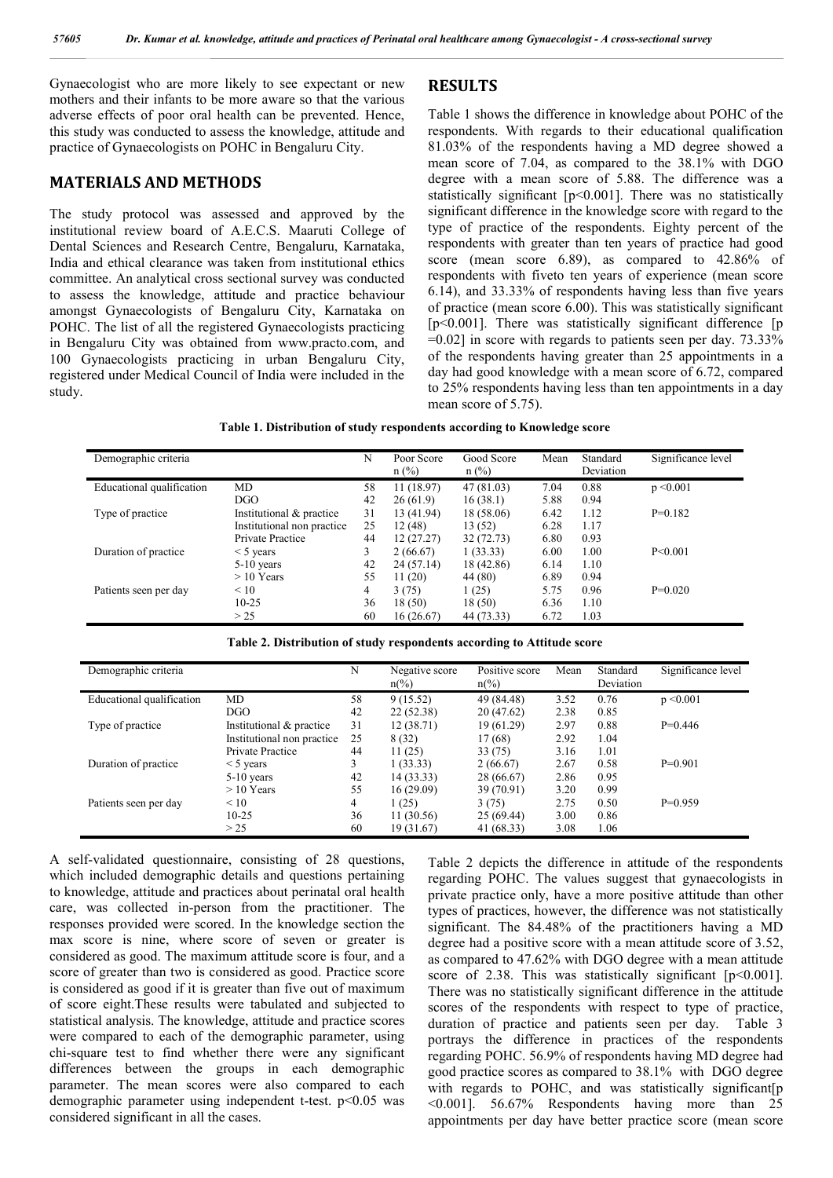Gynaecologist who are more likely to see expectant or new mothers and their infants to be more aware so that the various adverse effects of poor oral health can be prevented. Hence, this study was conducted to assess the knowledge, attitude and practice of Gynaecologists on POHC in Bengaluru City.

## MATERIALS AND METHODS

The study protocol was assessed and approved by the institutional review board of A.E.C.S. Maaruti College of Dental Sciences and Research Centre, Bengaluru, Karnataka, India and ethical clearance was taken from institutional ethics committee. An analytical cross sectional survey was conducted to assess the knowledge, attitude and practice behaviour amongst Gynaecologists of Bengaluru City, Karnataka on POHC. The list of all the registered Gynaecologists practicing in Bengaluru City was obtained from www.practo.com, and 100 Gynaecologists practicing in urban Bengaluru City, registered under Medical Council of India were included in the study.

A self-validated questionnaire, consisting of 28 questions, which included demographic details and questions pertaining to knowledge, attitude and practices about perinatal oral health care, was collected in-person from the practitioner. The responses provided were scored. In the knowledge section the max score is nine, where score of seven or greater is considered as good. The maximum attitude score is four, and a score of greater than two is considered as positive. Practice score is considered as good if it is greater than five out of maximum of score eight.These results were tabulated and subjected to statistical analysis. The knowledge, attitude and practice scores were compared to each of the demographic parameter, using chi-square test to find whether there were any significant differences between the groups in each demographic parameter. The mean scores were also compared to each demographic parameter using independent t-test. $p<0.05$ was considered significant in all the cases.

## RESULTS

Table 1 shows the difference in knowledge about POHC of the respondents. With regards to their educational qualification 81.03% of the respondents having a MD degree showed a mean score of 7.04, as compared to the 38.1% with DGO degree with a mean score of 5.88. The difference was a statistically significant [$p<0.001$]. There was no statistically significant difference in the knowledge score with regard to the type of practice of the respondents. Eighty percent of the respondents with greater than ten years of practice had good score (mean score 6.89), as compared to 42.86% of respondents with fiveto ten years of experience (mean score 6.14), and 33.33% of respondents having less than five years of practice (mean score 6.00). This was statistically significant [$p<0.001$]. There was statistically significant difference [$p=0.02$] in score with regards to patients seen per day. 73.33% of the respondents having greater than 25 appointments in a day had good knowledge with a mean score of 6.72, compared to 25% respondents having less than ten appointments in a day mean score of 5.75).

**Table 1. Distribution of study respondents according to Knowledge score**

| Demographic criteria | | N | Poor Score n (%) | Good Score n (%) | Mean | Standard Deviation | Significance level |
|---|---|---|---|---|---|---|---|
| Educational qualification | MD | 58 | 11 (18.97) | 47 (81.03) | 7.04 | 0.88 | p <0.001 |
| | DGO | 42 | 26 (61.9) | 16 (38.1) | 5.88 | 0.94 | |
| Type of practice | Institutional & practice | 31 | 13 (41.94) | 18 (58.06) | 6.42 | 1.12 | P=0.182 |
| | Institutional non practice | 25 | 12 (48) | 13 (52) | 6.28 | 1.17 | |
| | Private Practice | 44 | 12 (27.27) | 32 (72.73) | 6.80 | 0.93 | |
| Duration of practice | < 5 years | 3 | 2 (66.67) | 1 (33.33) | 6.00 | 1.00 | P<0.001 |
| | 5-10 years | 42 | 24 (57.14) | 18 (42.86) | 6.14 | 1.10 | |
| | > 10 Years | 55 | 11 (20) | 44 (80) | 6.89 | 0.94 | |
| Patients seen per day | < 10 | 4 | 3 (75) | 1 (25) | 5.75 | 0.96 | P=0.020 |
| | 10-25 | 36 | 18 (50) | 18 (50) | 6.36 | 1.10 | |
| | > 25 | 60 | 16 (26.67) | 44 (73.33) | 6.72 | 1.03 | |

**Table 2. Distribution of study respondents according to Attitude score**

| Demographic criteria | | N | Negative score n(%) | Positive score n(%) | Mean | Standard Deviation | Significance level |
|---|---|---|---|---|---|---|---|
| Educational qualification | MD | 58 | 9 (15.52) | 49 (84.48) | 3.52 | 0.76 | p <0.001 |
| | DGO | 42 | 22 (52.38) | 20 (47.62) | 2.38 | 0.85 | |
| Type of practice | Institutional & practice | 31 | 12 (38.71) | 19 (61.29) | 2.97 | 0.88 | P=0.446 |
| | Institutional non practice | 25 | 8 (32) | 17 (68) | 2.92 | 1.04 | |
| | Private Practice | 44 | 11 (25) | 33 (75) | 3.16 | 1.01 | |
| Duration of practice | < 5 years | 3 | 1 (33.33) | 2 (66.67) | 2.67 | 0.58 | P=0.901 |
| | 5-10 years | 42 | 14 (33.33) | 28 (66.67) | 2.86 | 0.95 | |
| | > 10 Years | 55 | 16 (29.09) | 39 (70.91) | 3.20 | 0.99 | |
| Patients seen per day | < 10 | 4 | 1 (25) | 3 (75) | 2.75 | 0.50 | P=0.959 |
| | 10-25 | 36 | 11 (30.56) | 25 (69.44) | 3.00 | 0.86 | |
| | > 25 | 60 | 19 (31.67) | 41 (68.33) | 3.08 | 1.06 | |

Table 2 depicts the difference in attitude of the respondents regarding POHC. The values suggest that gynaecologists in private practice only, have a more positive attitude than other types of practices, however, the difference was not statistically significant. The 84.48% of the practitioners having a MD degree had a positive score with a mean attitude score of 3.52, as compared to 47.62% with DGO degree with a mean attitude score of 2.38. This was statistically significant [$p<0.001$]. There was no statistically significant difference in the attitude scores of the respondents with respect to type of practice, duration of practice and patients seen per day. Table 3 portrays the difference in practices of the respondents regarding POHC. 56.9% of respondents having MD degree had good practice scores as compared to 38.1% with DGO degree with regards to POHC, and was statistically significant[$p<0.001$]. 56.67% Respondents having more than 25 appointments per day have better practice score (mean score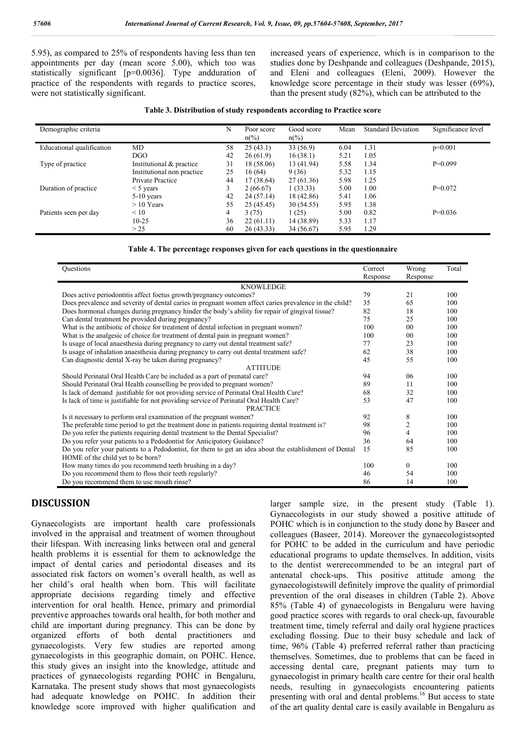5.95), as compared to 25% of respondents having less than ten appointments per day (mean score 5.00), which too was statistically significant [p=0.0036]. Type andduration of practice of the respondents with regards to practice scores, were not statistically significant.

increased years of experience, which is in comparison to the studies done by Deshpande and colleagues (Deshpande, 2015), and Eleni and colleagues (Eleni, 2009). However the knowledge score percentage in their study was lesser (69%), than the present study (82%), which can be attributed to the

**Table 3. Distribution of study respondents according to Practice score**

| Demographic criteria | | N | Poor score n(%) | Good score n(%) | Mean | Standard Deviation | Significance level |
|---|---|---|---|---|---|---|---|
| Educational qualification | MD | 58 | 25 (43.1) | 33 (56.9) | 6.04 | 1.31 | p=0.001 |
| | DGO | 42 | 26 (61.9) | 16 (38.1) | 5.21 | 1.05 | |
| Type of practice | Institutional & practice | 31 | 18 (58.06) | 13 (41.94) | 5.58 | 1.34 | P=0.099 |
| | Institutional non practice | 25 | 16 (64) | 9 (36) | 5.32 | 1.15 | |
| | Private Practice | 44 | 17 (38.64) | 27 (61.36) | 5.98 | 1.25 | |
| Duration of practice | < 5 years | 3 | 2 (66.67) | 1 (33.33) | 5.00 | 1.00 | P=0.072 |
| | 5-10 years | 42 | 24 (57.14) | 18 (42.86) | 5.41 | 1.06 | |
| | > 10 Years | 55 | 25 (45.45) | 30 (54.55) | 5.95 | 1.38 | |
| Patients seen per day | < 10 | 4 | 3 (75) | 1 (25) | 5.00 | 0.82 | P=0.036 |
| | 10-25 | 36 | 22 (61.11) | 14 (38.89) | 5.33 | 1.17 | |
| | > 25 | 60 | 26 (43.33) | 34 (56.67) | 5.95 | 1.29 | |

**Table 4. The percentage responses given for each questions in the questionnaire**

| Questions | Correct Response | Wrong Response | Total |
|---|---|---|---|
| KNOWLEDGE | | | |
| Does active periodontitis affect foetus growth/pregnancy outcomes? | 79 | 21 | 100 |
| Does prevalence and severity of dental caries in pregnant women affect caries prevalence in the child? | 35 | 65 | 100 |
| Does hormonal changes during pregnancy hinder the body's ability for repair of gingival tissue? | 82 | 18 | 100 |
| Can dental treatment be provided during pregnancy? | 75 | 25 | 100 |
| What is the antibiotic of choice for treatment of dental infection in pregnant women? | 100 | 00 | 100 |
| What is the analgesic of choice for treatment of dental pain in pregnant women? | 100 | 00 | 100 |
| Is usage of local anaesthesia during pregnancy to carry out dental treatment safe? | 77 | 23 | 100 |
| Is usage of inhalation anaesthesia during pregnancy to carry out dental treatment safe? | 62 | 38 | 100 |
| Can diagnostic dental X-ray be taken during pregnancy? | 45 | 55 | 100 |
| ATTITUDE | | | |
| Should Perinatal Oral Health Care be included as a part of prenatal care? | 94 | 06 | 100 |
| Should Perinatal Oral Health counselling be provided to pregnant women? | 89 | 11 | 100 |
| Is lack of demand justifiable for not providing service of Perinatal Oral Health Care? | 68 | 32 | 100 |
| Is lack of time is justifiable for not providing service of Perinatal Oral Health Care? | 53 | 47 | 100 |
| PRACTICE | | | |
| Is it necessary to perform oral examination of the pregnant women? | 92 | 8 | 100 |
| The preferable time period to get the treatment done in patients requiring dental treatment is? | 98 | 2 | 100 |
| Do you refer the patients requiring dental treatment to the Dental Specialist? | 96 | 4 | 100 |
| Do you refer your patients to a Pedodontist for Anticipatory Guidance? | 36 | 64 | 100 |
| Do you refer your patients to a Pedodontist, for them to get an idea about the establishment of Dental HOME of the child yet to be born? | 15 | 85 | 100 |
| How many times do you recommend teeth brushing in a day? | 100 | 0 | 100 |
| Do you recommend them to floss their teeth regularly? | 46 | 54 | 100 |
| Do you recommend them to use mouth rinse? | 86 | 14 | 100 |

larger sample size, in the present study (Table 1). Gynaecologists in our study showed a positive attitude of POHC which is in conjunction to the study done by Baseer and colleagues (Baseer, 2014). Moreover the gynaecologistsopted for POHC to be added in the curriculum and have periodic educational programs to update themselves. In addition, visits to the dentist wererecommended to be an integral part of antenatal check-ups. This positive attitude among the gynaecologistswill definitely improve the quality of primordial prevention of the oral diseases in children (Table 2). Above 85% (Table 4) of gynaecologists in Bengaluru were having good practice scores with regards to oral check-up, favourable treatment time, timely referral and daily oral hygiene practices excluding flossing. Due to their busy schedule and lack of time, 96% (Table 4) preferred referral rather than practicing themselves. Sometimes, due to problems that can be faced in accessing dental care, pregnant patients may turn to gynaecologist in primary health care centre for their oral health needs, resulting in gynaecologists encountering patients presenting with oral and dental problems.[16] But access to state of the art quality dental care is easily available in Bengaluru as

## DISCUSSION

Gynaecologists are important health care professionals involved in the appraisal and treatment of women throughout their lifespan. With increasing links between oral and general health problems it is essential for them to acknowledge the impact of dental caries and periodontal diseases and its associated risk factors on women's overall health, as well as her child's oral health when born. This will facilitate appropriate decisions regarding timely and effective intervention for oral health. Hence, primary and primordial preventive approaches towards oral health, for both mother and child are important during pregnancy. This can be done by organized efforts of both dental practitioners and gynaecologists. Very few studies are reported among gynaecologists in this geographic domain, on POHC. Hence, this study gives an insight into the knowledge, attitude and practices of gynaecologists regarding POHC in Bengaluru, Karnataka. The present study shows that most gynaecologists had adequate knowledge on POHC. In addition their knowledge score improved with higher qualification and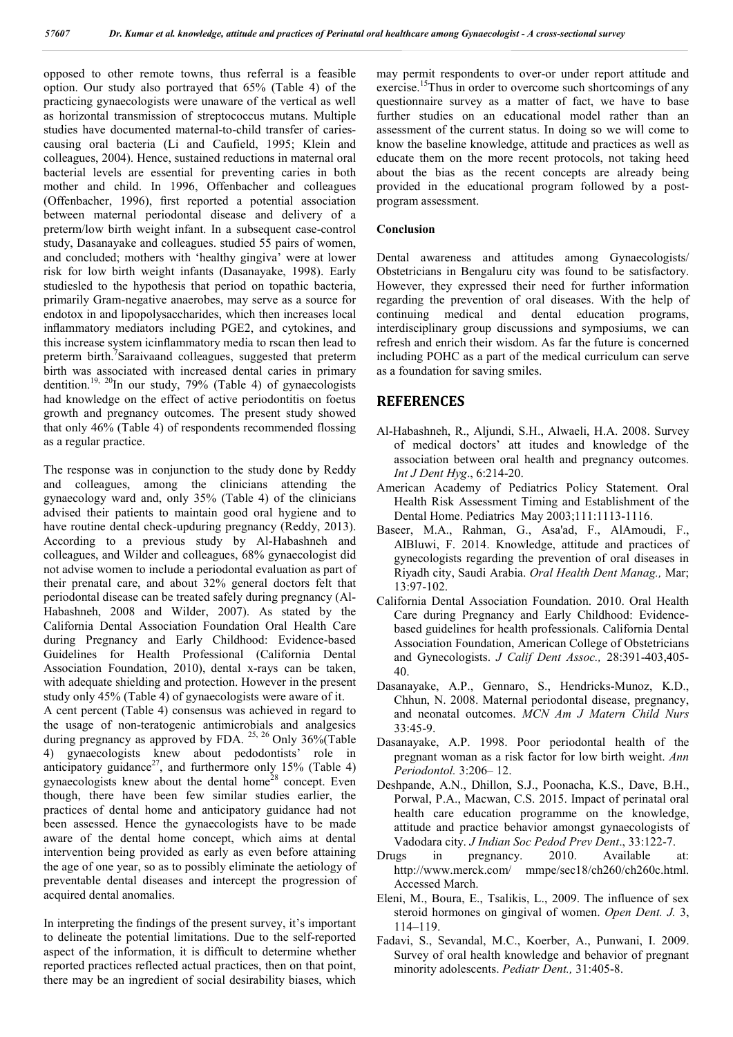opposed to other remote towns, thus referral is a feasible option. Our study also portrayed that 65% (Table 4) of the practicing gynaecologists were unaware of the vertical as well as horizontal transmission of streptococcus mutans. Multiple studies have documented maternal-to-child transfer of caries-causing oral bacteria (Li and Caufield, 1995; Klein and colleagues, 2004). Hence, sustained reductions in maternal oral bacterial levels are essential for preventing caries in both mother and child. In 1996, Offenbacher and colleagues (Offenbacher, 1996), first reported a potential association between maternal periodontal disease and delivery of a preterm/low birth weight infant. In a subsequent case-control study, Dasanayake and colleagues. studied 55 pairs of women, and concluded; mothers with 'healthy gingiva' were at lower risk for low birth weight infants (Dasanayake, 1998). Early studiesled to the hypothesis that period on topathic bacteria, primarily Gram-negative anaerobes, may serve as a source for endotox in and lipopolysaccharides, which then increases local inflammatory mediators including PGE2, and cytokines, and this increase system icinflammatory media to rscan then lead to preterm birth.[7]Saraivaand colleagues, suggested that preterm birth was associated with increased dental caries in primary dentition.[19, 20]In our study, 79% (Table 4) of gynaecologists had knowledge on the effect of active periodontitis on foetus growth and pregnancy outcomes. The present study showed that only 46% (Table 4) of respondents recommended flossing as a regular practice.

The response was in conjunction to the study done by Reddy and colleagues, among the clinicians attending the gynaecology ward and, only 35% (Table 4) of the clinicians advised their patients to maintain good oral hygiene and to have routine dental check-upduring pregnancy (Reddy, 2013). According to a previous study by Al-Habashneh and colleagues, and Wilder and colleagues, 68% gynaecologist did not advise women to include a periodontal evaluation as part of their prenatal care, and about 32% general doctors felt that periodontal disease can be treated safely during pregnancy (Al-Habashneh, 2008 and Wilder, 2007). As stated by the California Dental Association Foundation Oral Health Care during Pregnancy and Early Childhood: Evidence-based Guidelines for Health Professional (California Dental Association Foundation, 2010), dental x-rays can be taken, with adequate shielding and protection. However in the present study only 45% (Table 4) of gynaecologists were aware of it.

A cent percent (Table 4) consensus was achieved in regard to the usage of non-teratogenic antimicrobials and analgesics during pregnancy as approved by FDA. [25, 26] Only 36%(Table 4) gynaecologists knew about pedodontists' role in anticipatory guidance[27], and furthermore only 15% (Table 4) gynaecologists knew about the dental home[28] concept. Even though, there have been few similar studies earlier, the practices of dental home and anticipatory guidance had not been assessed. Hence the gynaecologists have to be made aware of the dental home concept, which aims at dental intervention being provided as early as even before attaining the age of one year, so as to possibly eliminate the aetiology of preventable dental diseases and intercept the progression of acquired dental anomalies.

In interpreting the findings of the present survey, it's important to delineate the potential limitations. Due to the self-reported aspect of the information, it is difficult to determine whether reported practices reflected actual practices, then on that point, there may be an ingredient of social desirability biases, which may permit respondents to over-or under report attitude and exercise.[15]Thus in order to overcome such shortcomings of any questionnaire survey as a matter of fact, we have to base further studies on an educational model rather than an assessment of the current status. In doing so we will come to know the baseline knowledge, attitude and practices as well as educate them on the more recent protocols, not taking heed about the bias as the recent concepts are already being provided in the educational program followed by a post-program assessment.

### Conclusion

Dental awareness and attitudes among Gynaecologists/ Obstetricians in Bengaluru city was found to be satisfactory. However, they expressed their need for further information regarding the prevention of oral diseases. With the help of continuing medical and dental education programs, interdisciplinary group discussions and symposiums, we can refresh and enrich their wisdom. As far the future is concerned including POHC as a part of the medical curriculum can serve as a foundation for saving smiles.

## REFERENCES

- Al-Habashneh, R., Aljundi, S.H., Alwaeli, H.A. 2008. Survey of medical doctors' att itudes and knowledge of the association between oral health and pregnancy outcomes. *Int J Dent Hyg*., 6:214-20.
- American Academy of Pediatrics Policy Statement. Oral Health Risk Assessment Timing and Establishment of the Dental Home. Pediatrics May 2003;111:1113-1116.
- Baseer, M.A., Rahman, G., Asa'ad, F., AlAmoudi, F., AlBluwi, F. 2014. Knowledge, attitude and practices of gynecologists regarding the prevention of oral diseases in Riyadh city, Saudi Arabia. *Oral Health Dent Manag.,* Mar; 13:97-102.
- California Dental Association Foundation. 2010. Oral Health Care during Pregnancy and Early Childhood: Evidence-based guidelines for health professionals. California Dental Association Foundation, American College of Obstetricians and Gynecologists. *J Calif Dent Assoc.,* 28:391-403,405-40.
- Dasanayake, A.P., Gennaro, S., Hendricks-Munoz, K.D., Chhun, N. 2008. Maternal periodontal disease, pregnancy, and neonatal outcomes. *MCN Am J Matern Child Nurs* 33:45-9.
- Dasanayake, A.P. 1998. Poor periodontal health of the pregnant woman as a risk factor for low birth weight. *Ann Periodontol.* 3:206– 12.
- Deshpande, A.N., Dhillon, S.J., Poonacha, K.S., Dave, B.H., Porwal, P.A., Macwan, C.S. 2015. Impact of perinatal oral health care education programme on the knowledge, attitude and practice behavior amongst gynaecologists of Vadodara city. *J Indian Soc Pedod Prev Dent*., 33:122-7.
- Drugs in pregnancy. 2010. Available at: http://www.merck.com/ mmpe/sec18/ch260/ch260c.html. Accessed March.
- Eleni, M., Boura, E., Tsalikis, L., 2009. The influence of sex steroid hormones on gingival of women. *Open Dent. J.* 3, 114–119.
- Fadavi, S., Sevandal, M.C., Koerber, A., Punwani, I. 2009. Survey of oral health knowledge and behavior of pregnant minority adolescents. *Pediatr Dent.,* 31:405-8.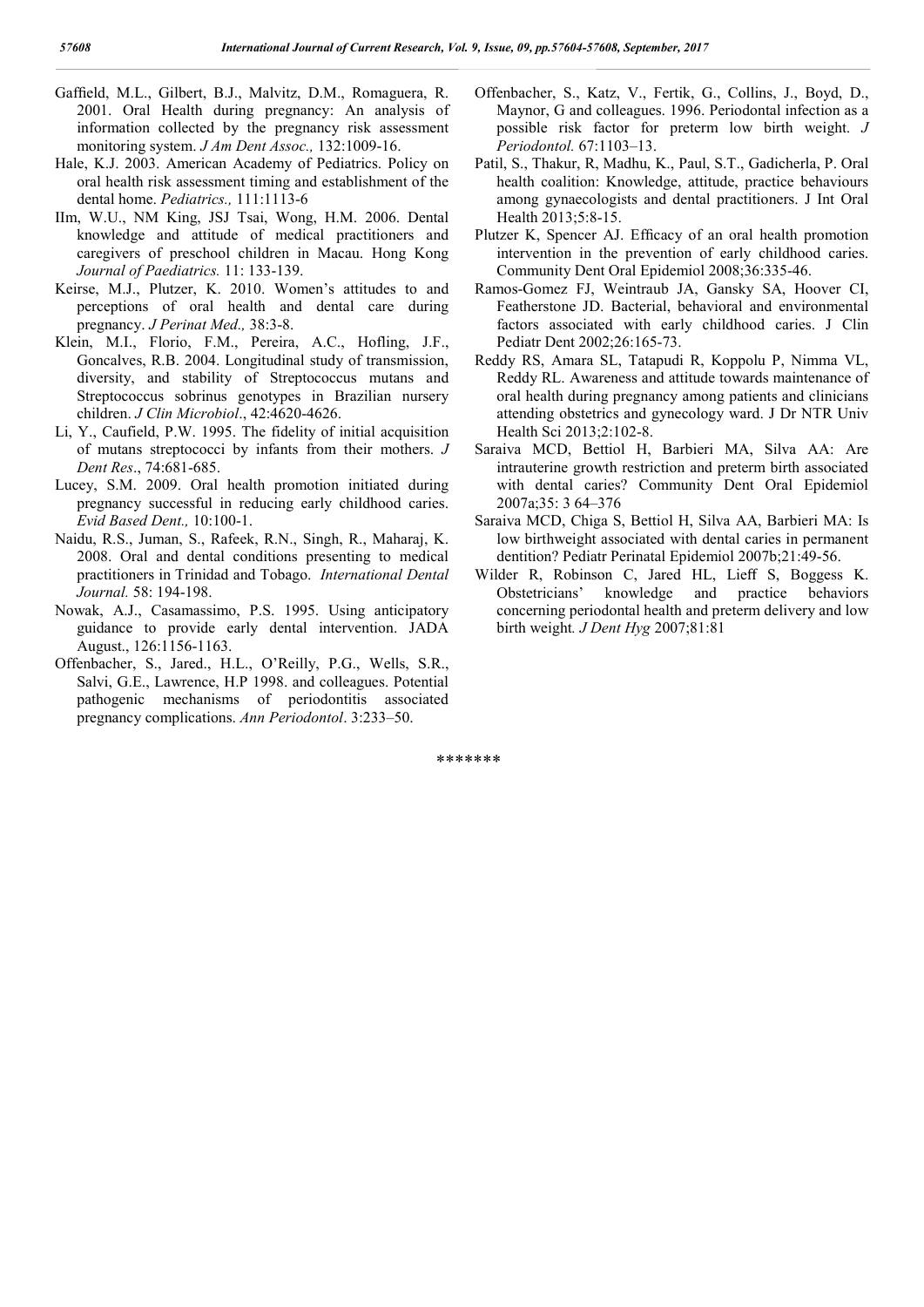Gaffield, M.L., Gilbert, B.J., Malvitz, D.M., Romaguera, R. 2001. Oral Health during pregnancy: An analysis of information collected by the pregnancy risk assessment monitoring system. *J Am Dent Assoc.,* 132:1009-16.

Hale, K.J. 2003. American Academy of Pediatrics. Policy on oral health risk assessment timing and establishment of the dental home. *Pediatrics.,* 111:1113-6

IIm, W.U., NM King, JSJ Tsai, Wong, H.M. 2006. Dental knowledge and attitude of medical practitioners and caregivers of preschool children in Macau. Hong Kong *Journal of Paediatrics.* 11: 133-139.

Keirse, M.J., Plutzer, K. 2010. Women's attitudes to and perceptions of oral health and dental care during pregnancy. *J Perinat Med.,* 38:3-8.

Klein, M.I., Florio, F.M., Pereira, A.C., Hofling, J.F., Goncalves, R.B. 2004. Longitudinal study of transmission, diversity, and stability of Streptococcus mutans and Streptococcus sobrinus genotypes in Brazilian nursery children. *J Clin Microbiol*., 42:4620-4626.

Li, Y., Caufield, P.W. 1995. The fidelity of initial acquisition of mutans streptococci by infants from their mothers. *J Dent Res*., 74:681-685.

Lucey, S.M. 2009. Oral health promotion initiated during pregnancy successful in reducing early childhood caries. *Evid Based Dent.,* 10:100-1.

Naidu, R.S., Juman, S., Rafeek, R.N., Singh, R., Maharaj, K. 2008. Oral and dental conditions presenting to medical practitioners in Trinidad and Tobago. *International Dental Journal.* 58: 194-198.

Nowak, A.J., Casamassimo, P.S. 1995. Using anticipatory guidance to provide early dental intervention. JADA August., 126:1156-1163.

Offenbacher, S., Jared., H.L., O'Reilly, P.G., Wells, S.R., Salvi, G.E., Lawrence, H.P 1998. and colleagues. Potential pathogenic mechanisms of periodontitis associated pregnancy complications. *Ann Periodontol*. 3:233–50.

Offenbacher, S., Katz, V., Fertik, G., Collins, J., Boyd, D., Maynor, G and colleagues. 1996. Periodontal infection as a possible risk factor for preterm low birth weight. *J Periodontol.* 67:1103–13.

Patil, S., Thakur, R, Madhu, K., Paul, S.T., Gadicherla, P. Oral health coalition: Knowledge, attitude, practice behaviours among gynaecologists and dental practitioners. J Int Oral Health 2013;5:8-15.

Plutzer K, Spencer AJ. Efficacy of an oral health promotion intervention in the prevention of early childhood caries. Community Dent Oral Epidemiol 2008;36:335-46.

Ramos-Gomez FJ, Weintraub JA, Gansky SA, Hoover CI, Featherstone JD. Bacterial, behavioral and environmental factors associated with early childhood caries. J Clin Pediatr Dent 2002;26:165-73.

Reddy RS, Amara SL, Tatapudi R, Koppolu P, Nimma VL, Reddy RL. Awareness and attitude towards maintenance of oral health during pregnancy among patients and clinicians attending obstetrics and gynecology ward. J Dr NTR Univ Health Sci 2013;2:102-8.

Saraiva MCD, Bettiol H, Barbieri MA, Silva AA: Are intrauterine growth restriction and preterm birth associated with dental caries? Community Dent Oral Epidemiol 2007a;35: 3 64–376

Saraiva MCD, Chiga S, Bettiol H, Silva AA, Barbieri MA: Is low birthweight associated with dental caries in permanent dentition? Pediatr Perinatal Epidemiol 2007b;21:49-56.

Wilder R, Robinson C, Jared HL, Lieff S, Boggess K. Obstetricians' knowledge and practice behaviors concerning periodontal health and preterm delivery and low birth weight*. J Dent Hyg* 2007;81:81

*******